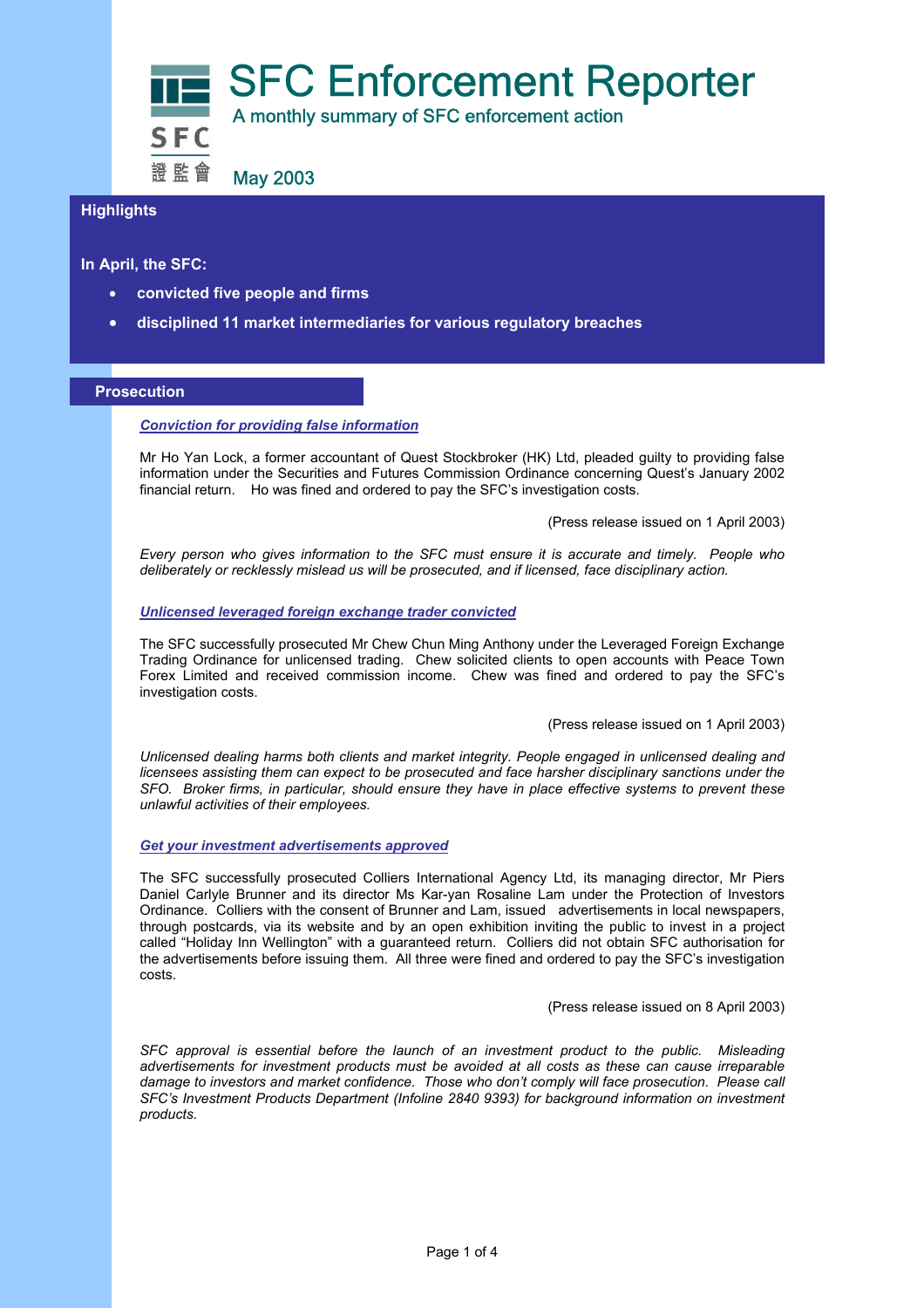# SFC Enforcement Reporter

A monthly summary of SFC enforcement action

SFC 證監會

May 2003

## Highlights

**In April, the SFC:**

- **convicted five people and firms**
- **disciplined 11 market intermediaries for various regulatory breaches**

## Prosecution

### *Conviction for providing false information*

Mr Ho Yan Lock, a former accountant of Quest Stockbroker (HK) Ltd, pleaded guilty to providing false information under the Securities and Futures Commission Ordinance concerning Quest's January 2002 financial return. Ho was fined and ordered to pay the SFC's investigation costs.

(Press release issued on 1 April 2003)

*Every person who gives information to the SFC must ensure it is accurate and timely. People who deliberately or recklessly mislead us will be prosecuted, and if licensed, face disciplinary action.*

### *Unlicensed leveraged foreign exchange trader convicted*

The SFC successfully prosecuted Mr Chew Chun Ming Anthony under the Leveraged Foreign Exchange Trading Ordinance for unlicensed trading. Chew solicited clients to open accounts with Peace Town Forex Limited and received commission income. Chew was fined and ordered to pay the SFC's investigation costs.

(Press release issued on 1 April 2003)

*Unlicensed dealing harms both clients and market integrity. People engaged in unlicensed dealing and licensees assisting them can expect to be prosecuted and face harsher disciplinary sanctions under the SFO. Broker firms, in particular, should ensure they have in place effective systems to prevent these unlawful activities of their employees.*

### *Get your investment advertisements approved*

The SFC successfully prosecuted Colliers International Agency Ltd, its managing director, Mr Piers Daniel Carlyle Brunner and its director Ms Kar-yan Rosaline Lam under the Protection of Investors Ordinance. Colliers with the consent of Brunner and Lam, issued advertisements in local newspapers, through postcards, via its website and by an open exhibition inviting the public to invest in a project called "Holiday Inn Wellington" with a guaranteed return. Colliers did not obtain SFC authorisation for the advertisements before issuing them. All three were fined and ordered to pay the SFC's investigation costs.

(Press release issued on 8 April 2003)

*SFC approval is essential before the launch of an investment product to the public. Misleading advertisements for investment products must be avoided at all costs as these can cause irreparable damage to investors and market confidence. Those who don't comply will face prosecution. Please call SFC's Investment Products Department (Infoline 2840 9393) for background information on investment products.*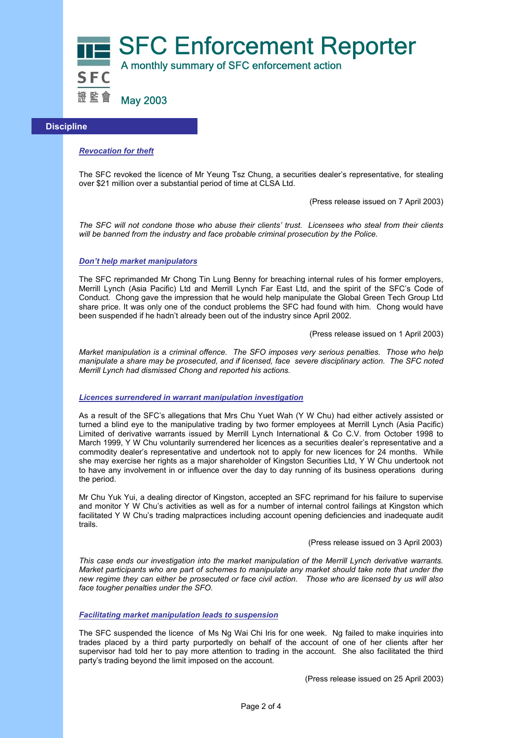# SFC Enforcement Reporter

A monthly summary of SFC enforcement action

May 2003

## Discipline

### *Revocation for theft*

The SFC revoked the licence of Mr Yeung Tsz Chung, a securities dealer's representative, for stealing over $21 million over a substantial period of time at CLSA Ltd.

(Press release issued on 7 April 2003)

*The SFC will not condone those who abuse their clients' trust. Licensees who steal from their clients will be banned from the industry and face probable criminal prosecution by the Police.*

### *Don't help market manipulators*

The SFC reprimanded Mr Chong Tin Lung Benny for breaching internal rules of his former employers, Merrill Lynch (Asia Pacific) Ltd and Merrill Lynch Far East Ltd, and the spirit of the SFC's Code of Conduct. Chong gave the impression that he would help manipulate the Global Green Tech Group Ltd share price. It was only one of the conduct problems the SFC had found with him. Chong would have been suspended if he hadn't already been out of the industry since April 2002.

(Press release issued on 1 April 2003)

*Market manipulation is a criminal offence. The SFO imposes very serious penalties. Those who help manipulate a share may be prosecuted, and if licensed, face severe disciplinary action. The SFC noted Merrill Lynch had dismissed Chong and reported his actions.*

### *Licences surrendered in warrant manipulation investigation*

As a result of the SFC's allegations that Mrs Chu Yuet Wah (Y W Chu) had either actively assisted or turned a blind eye to the manipulative trading by two former employees at Merrill Lynch (Asia Pacific) Limited of derivative warrants issued by Merrill Lynch International & Co C.V. from October 1998 to March 1999, Y W Chu voluntarily surrendered her licences as a securities dealer's representative and a commodity dealer's representative and undertook not to apply for new licences for 24 months. While she may exercise her rights as a major shareholder of Kingston Securities Ltd, Y W Chu undertook not to have any involvement in or influence over the day to day running of its business operations during the period.

Mr Chu Yuk Yui, a dealing director of Kingston, accepted an SFC reprimand for his failure to supervise and monitor Y W Chu's activities as well as for a number of internal control failings at Kingston which facilitated Y W Chu's trading malpractices including account opening deficiencies and inadequate audit trails.

(Press release issued on 3 April 2003)

*This case ends our investigation into the market manipulation of the Merrill Lynch derivative warrants. Market participants who are part of schemes to manipulate any market should take note that under the new regime they can either be prosecuted or face civil action. Those who are licensed by us will also face tougher penalties under the SFO.*

### *Facilitating market manipulation leads to suspension*

The SFC suspended the licence of Ms Ng Wai Chi Iris for one week. Ng failed to make inquiries into trades placed by a third party purportedly on behalf of the account of one of her clients after her supervisor had told her to pay more attention to trading in the account. She also facilitated the third party's trading beyond the limit imposed on the account.

(Press release issued on 25 April 2003)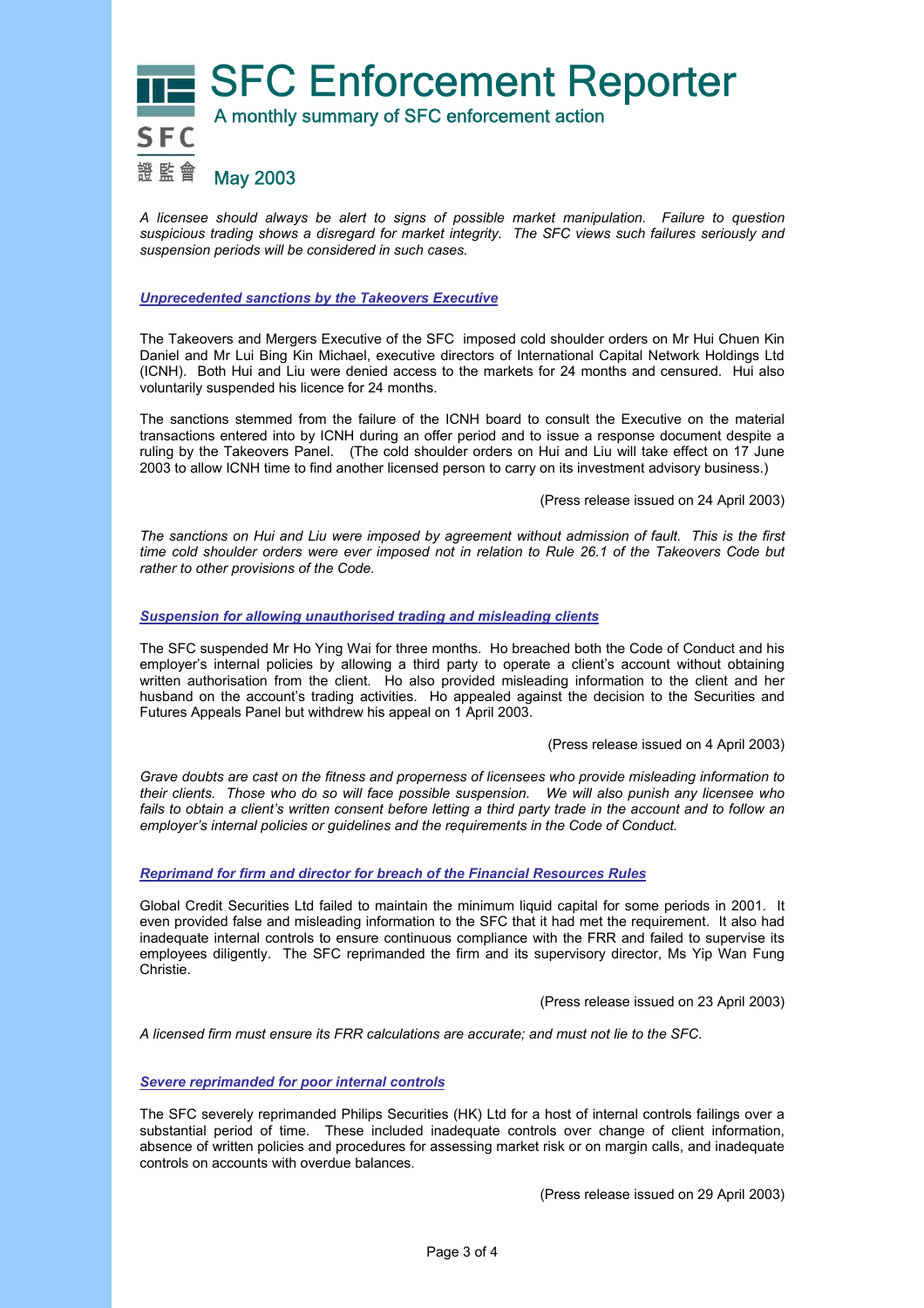# SFC Enforcement Reporter

A monthly summary of SFC enforcement action

May 2003

*A licensee should always be alert to signs of possible market manipulation. Failure to question suspicious trading shows a disregard for market integrity. The SFC views such failures seriously and suspension periods will be considered in such cases.*

### Unprecedented sanctions by the Takeovers Executive

The Takeovers and Mergers Executive of the SFC imposed cold shoulder orders on Mr Hui Chuen Kin Daniel and Mr Lui Bing Kin Michael, executive directors of International Capital Network Holdings Ltd (ICNH). Both Hui and Liu were denied access to the markets for 24 months and censured. Hui also voluntarily suspended his licence for 24 months.

The sanctions stemmed from the failure of the ICNH board to consult the Executive on the material transactions entered into by ICNH during an offer period and to issue a response document despite a ruling by the Takeovers Panel. (The cold shoulder orders on Hui and Liu will take effect on 17 June 2003 to allow ICNH time to find another licensed person to carry on its investment advisory business.)

(Press release issued on 24 April 2003)

*The sanctions on Hui and Liu were imposed by agreement without admission of fault. This is the first time cold shoulder orders were ever imposed not in relation to Rule 26.1 of the Takeovers Code but rather to other provisions of the Code.*

### Suspension for allowing unauthorised trading and misleading clients

The SFC suspended Mr Ho Ying Wai for three months. Ho breached both the Code of Conduct and his employer's internal policies by allowing a third party to operate a client's account without obtaining written authorisation from the client. Ho also provided misleading information to the client and her husband on the account's trading activities. Ho appealed against the decision to the Securities and Futures Appeals Panel but withdrew his appeal on 1 April 2003.

(Press release issued on 4 April 2003)

*Grave doubts are cast on the fitness and properness of licensees who provide misleading information to their clients. Those who do so will face possible suspension. We will also punish any licensee who fails to obtain a client's written consent before letting a third party trade in the account and to follow an employer's internal policies or guidelines and the requirements in the Code of Conduct.*

### Reprimand for firm and director for breach of the Financial Resources Rules

Global Credit Securities Ltd failed to maintain the minimum liquid capital for some periods in 2001. It even provided false and misleading information to the SFC that it had met the requirement. It also had inadequate internal controls to ensure continuous compliance with the FRR and failed to supervise its employees diligently. The SFC reprimanded the firm and its supervisory director, Ms Yip Wan Fung Christie.

(Press release issued on 23 April 2003)

*A licensed firm must ensure its FRR calculations are accurate; and must not lie to the SFC.*

### Severe reprimanded for poor internal controls

The SFC severely reprimanded Philips Securities (HK) Ltd for a host of internal controls failings over a substantial period of time. These included inadequate controls over change of client information, absence of written policies and procedures for assessing market risk or on margin calls, and inadequate controls on accounts with overdue balances.

(Press release issued on 29 April 2003)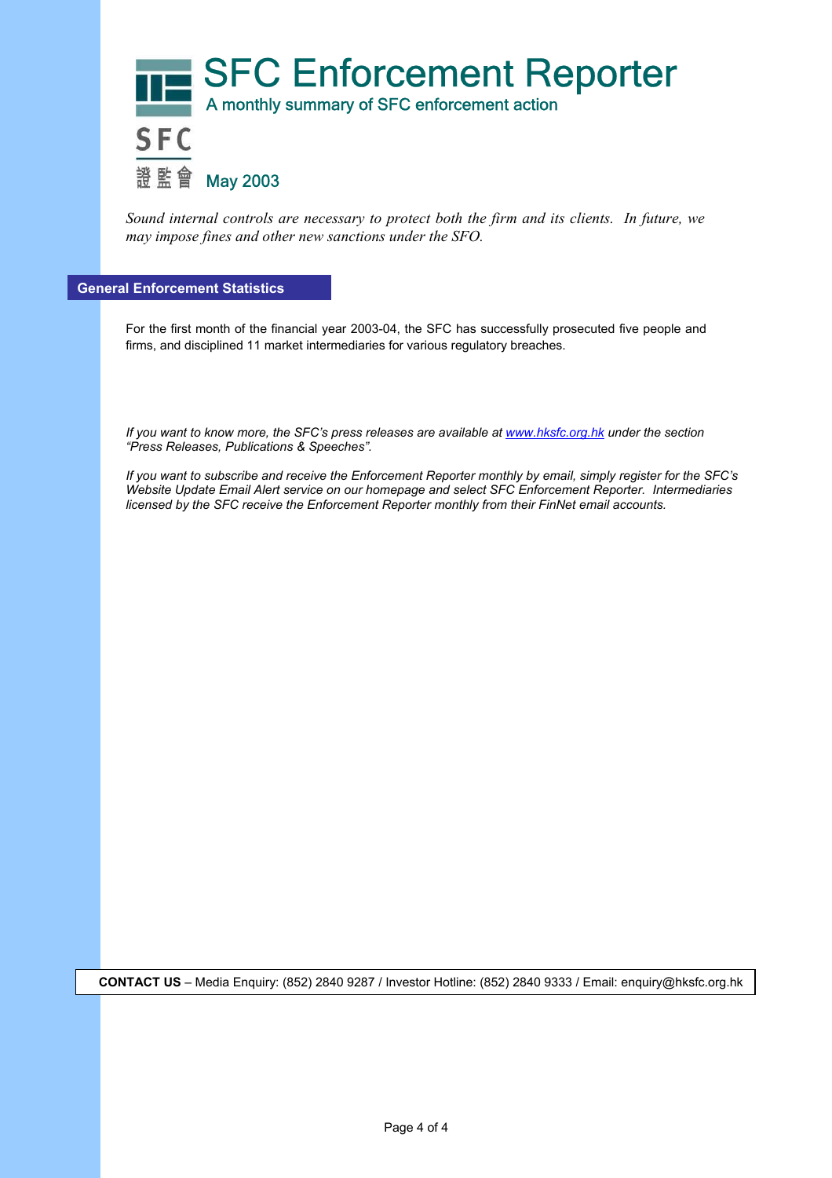# SFC Enforcement Reporter

A monthly summary of SFC enforcement action

SFC

證監會

May 2003

*Sound internal controls are necessary to protect both the firm and its clients. In future, we may impose fines and other new sanctions under the SFO.*

## General Enforcement Statistics

For the first month of the financial year 2003-04, the SFC has successfully prosecuted five people and firms, and disciplined 11 market intermediaries for various regulatory breaches.

*If you want to know more, the SFC's press releases are available at [www.hksfc.org.hk](http://www.hksfc.org.hk) under the section "Press Releases, Publications & Speeches".*

*If you want to subscribe and receive the Enforcement Reporter monthly by email, simply register for the SFC's Website Update Email Alert service on our homepage and select SFC Enforcement Reporter. Intermediaries licensed by the SFC receive the Enforcement Reporter monthly from their FinNet email accounts.*

**CONTACT US** – Media Enquiry: (852) 2840 9287 / Investor Hotline: (852) 2840 9333 / Email: enquiry@hksfc.org.hk